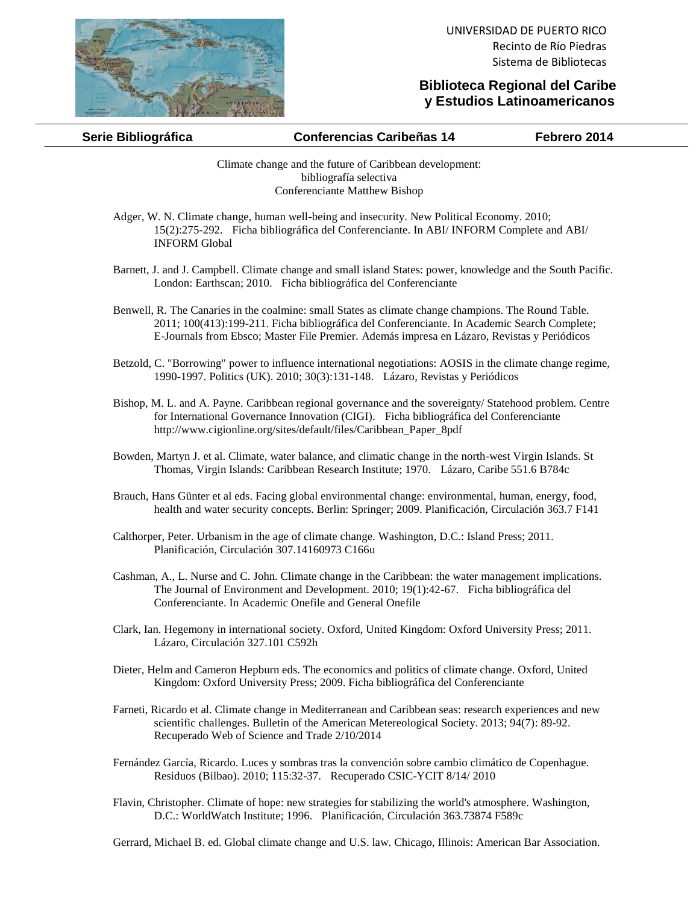UNIVERSIDAD DE PUERTO RICO
Recinto de Río Piedras
Sistema de Bibliotecas

**Biblioteca Regional del Caribe y Estudios Latinoamericanos**

| **Serie Bibliográfica** | **Conferencias Caribeñas 14** | **Febrero 2014** |
|---|---|---|

Climate change and the future of Caribbean development:
bibliografía selectiva
Conferenciante Matthew Bishop

Adger, W. N. Climate change, human well-being and insecurity. New Political Economy. 2010; 15(2):275-292. Ficha bibliográfica del Conferenciante. In ABI/ INFORM Complete and ABI/ INFORM Global

Barnett, J. and J. Campbell. Climate change and small island States: power, knowledge and the South Pacific. London: Earthscan; 2010. Ficha bibliográfica del Conferenciante

Benwell, R. The Canaries in the coalmine: small States as climate change champions. The Round Table. 2011; 100(413):199-211. Ficha bibliográfica del Conferenciante. In Academic Search Complete; E-Journals from Ebsco; Master File Premier. Además impresa en Lázaro, Revistas y Periódicos

Betzold, C. "Borrowing" power to influence international negotiations: AOSIS in the climate change regime, 1990-1997. Politics (UK). 2010; 30(3):131-148. Lázaro, Revistas y Periódicos

Bishop, M. L. and A. Payne. Caribbean regional governance and the sovereignty/ Statehood problem. Centre for International Governance Innovation (CIGI). Ficha bibliográfica del Conferenciante http://www.cigionline.org/sites/default/files/Caribbean_Paper_8pdf

Bowden, Martyn J. et al. Climate, water balance, and climatic change in the north-west Virgin Islands. St Thomas, Virgin Islands: Caribbean Research Institute; 1970. Lázaro, Caribe 551.6 B784c

Brauch, Hans Günter et al eds. Facing global environmental change: environmental, human, energy, food, health and water security concepts. Berlin: Springer; 2009. Planificación, Circulación 363.7 F141

Calthorper, Peter. Urbanism in the age of climate change. Washington, D.C.: Island Press; 2011. Planificación, Circulación 307.14160973 C166u

Cashman, A., L. Nurse and C. John. Climate change in the Caribbean: the water management implications. The Journal of Environment and Development. 2010; 19(1):42-67. Ficha bibliográfica del Conferenciante. In Academic Onefile and General Onefile

Clark, Ian. Hegemony in international society. Oxford, United Kingdom: Oxford University Press; 2011. Lázaro, Circulación 327.101 C592h

Dieter, Helm and Cameron Hepburn eds. The economics and politics of climate change. Oxford, United Kingdom: Oxford University Press; 2009. Ficha bibliográfica del Conferenciante

Farneti, Ricardo et al. Climate change in Mediterranean and Caribbean seas: research experiences and new scientific challenges. Bulletin of the American Metereological Society. 2013; 94(7): 89-92. Recuperado Web of Science and Trade 2/10/2014

Fernández García, Ricardo. Luces y sombras tras la convención sobre cambio climático de Copenhague. Residuos (Bilbao). 2010; 115:32-37. Recuperado CSIC-YCIT 8/14/ 2010

Flavin, Christopher. Climate of hope: new strategies for stabilizing the world's atmosphere. Washington, D.C.: WorldWatch Institute; 1996. Planificación, Circulación 363.73874 F589c

Gerrard, Michael B. ed. Global climate change and U.S. law. Chicago, Illinois: American Bar Association.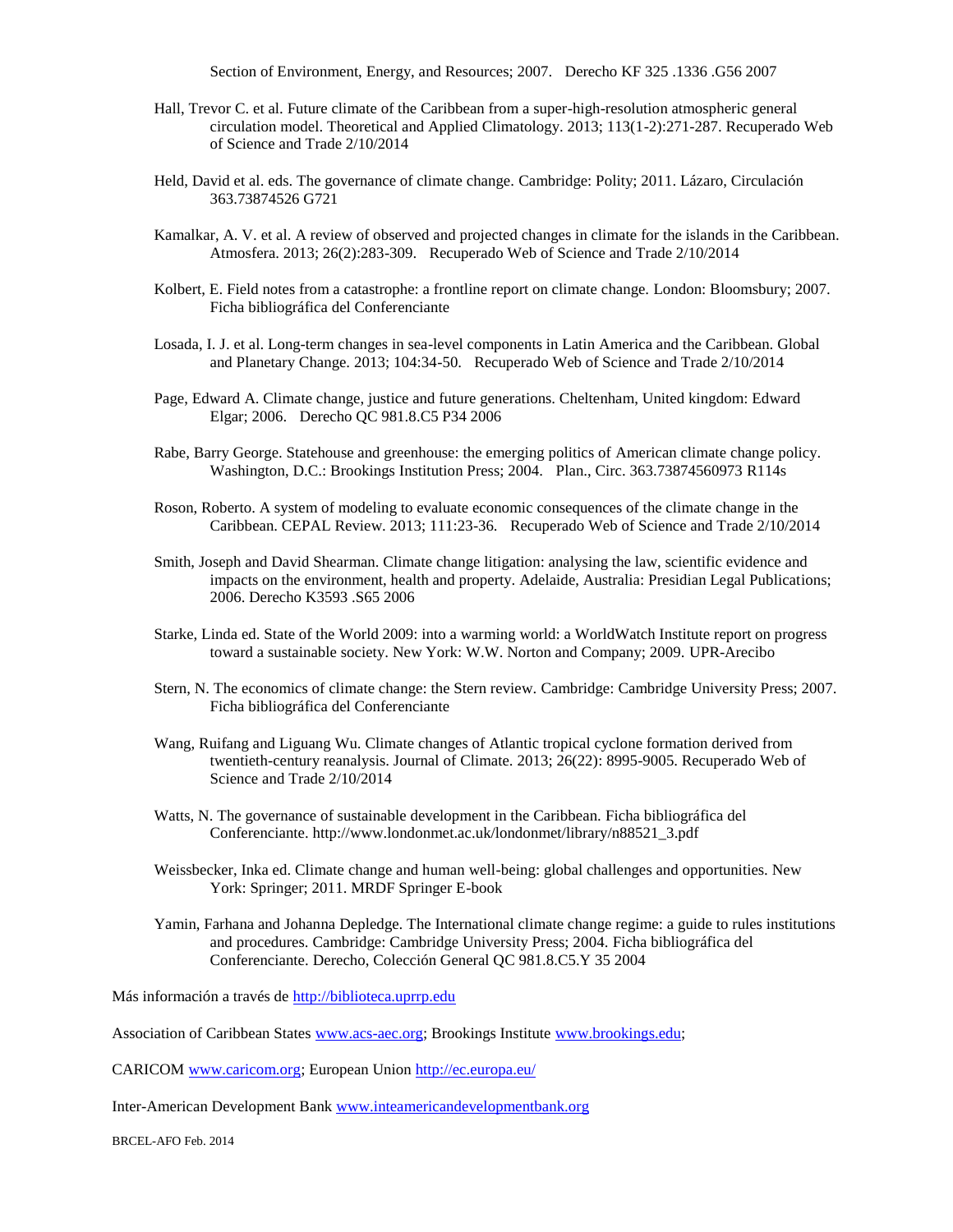Section of Environment, Energy, and Resources; 2007. Derecho KF 325 .1336 .G56 2007

Hall, Trevor C. et al. Future climate of the Caribbean from a super-high-resolution atmospheric general circulation model. Theoretical and Applied Climatology. 2013; 113(1-2):271-287. Recuperado Web of Science and Trade 2/10/2014

Held, David et al. eds. The governance of climate change. Cambridge: Polity; 2011. Lázaro, Circulación 363.73874526 G721

Kamalkar, A. V. et al. A review of observed and projected changes in climate for the islands in the Caribbean. Atmosfera. 2013; 26(2):283-309. Recuperado Web of Science and Trade 2/10/2014

Kolbert, E. Field notes from a catastrophe: a frontline report on climate change. London: Bloomsbury; 2007. Ficha bibliográfica del Conferenciante

Losada, I. J. et al. Long-term changes in sea-level components in Latin America and the Caribbean. Global and Planetary Change. 2013; 104:34-50. Recuperado Web of Science and Trade 2/10/2014

Page, Edward A. Climate change, justice and future generations. Cheltenham, United kingdom: Edward Elgar; 2006. Derecho QC 981.8.C5 P34 2006

Rabe, Barry George. Statehouse and greenhouse: the emerging politics of American climate change policy. Washington, D.C.: Brookings Institution Press; 2004. Plan., Circ. 363.73874560973 R114s

Roson, Roberto. A system of modeling to evaluate economic consequences of the climate change in the Caribbean. CEPAL Review. 2013; 111:23-36. Recuperado Web of Science and Trade 2/10/2014

Smith, Joseph and David Shearman. Climate change litigation: analysing the law, scientific evidence and impacts on the environment, health and property. Adelaide, Australia: Presidian Legal Publications; 2006. Derecho K3593 .S65 2006

Starke, Linda ed. State of the World 2009: into a warming world: a WorldWatch Institute report on progress toward a sustainable society. New York: W.W. Norton and Company; 2009. UPR-Arecibo

Stern, N. The economics of climate change: the Stern review. Cambridge: Cambridge University Press; 2007. Ficha bibliográfica del Conferenciante

Wang, Ruifang and Liguang Wu. Climate changes of Atlantic tropical cyclone formation derived from twentieth-century reanalysis. Journal of Climate. 2013; 26(22): 8995-9005. Recuperado Web of Science and Trade 2/10/2014

Watts, N. The governance of sustainable development in the Caribbean. Ficha bibliográfica del Conferenciante. http://www.londonmet.ac.uk/londonmet/library/n88521_3.pdf

Weissbecker, Inka ed. Climate change and human well-being: global challenges and opportunities. New York: Springer; 2011. MRDF Springer E-book

Yamin, Farhana and Johanna Depledge. The International climate change regime: a guide to rules institutions and procedures. Cambridge: Cambridge University Press; 2004. Ficha bibliográfica del Conferenciante. Derecho, Colección General QC 981.8.C5.Y 35 2004

Más información a través de http://biblioteca.uprrp.edu

Association of Caribbean States www.acs-aec.org; Brookings Institute www.brookings.edu;

CARICOM www.caricom.org; European Union http://ec.europa.eu/

Inter-American Development Bank www.inteamericandevelopmentbank.org

BRCEL-AFO Feb. 2014